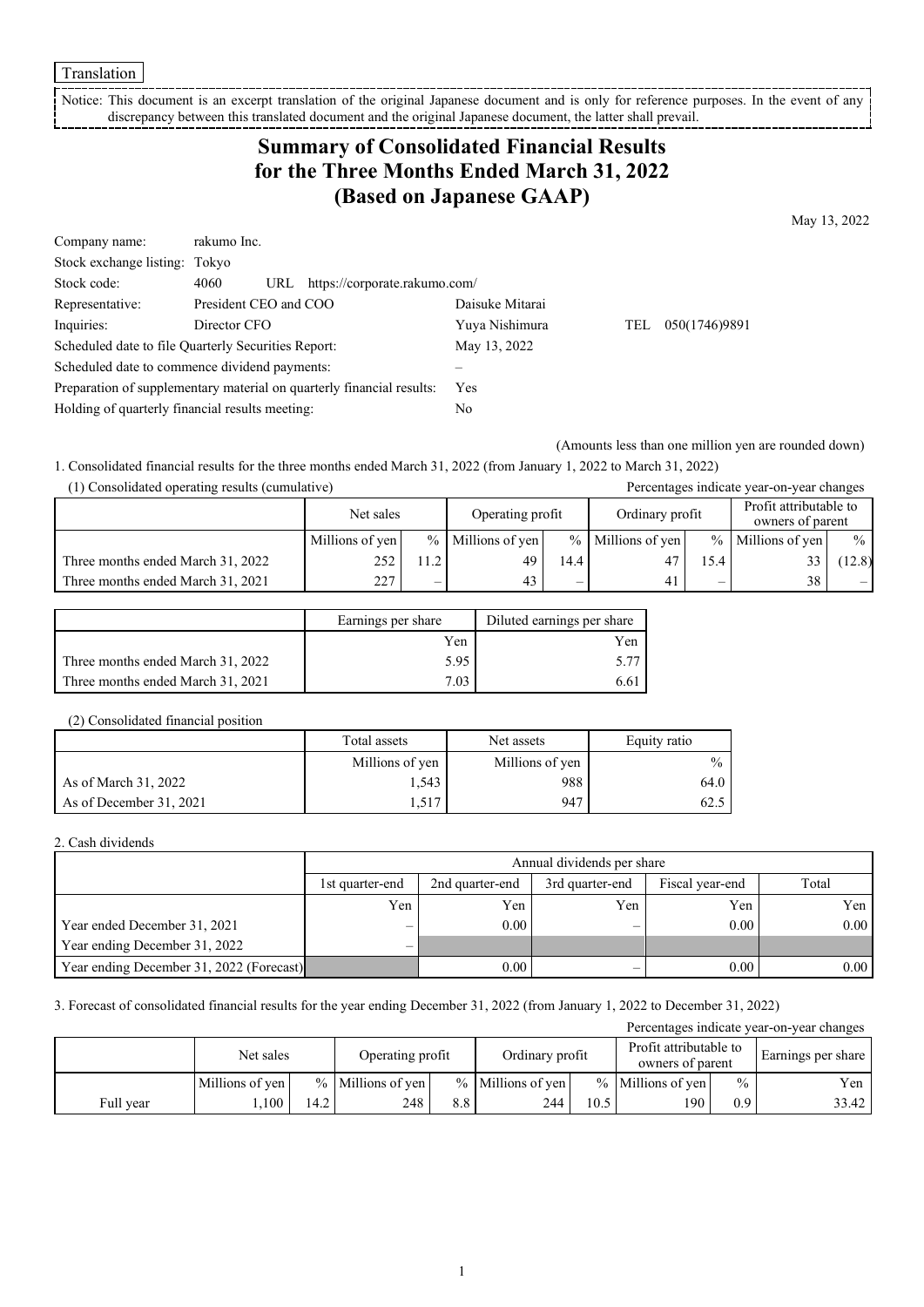Translation

Notice: This document is an excerpt translation of the original Japanese document and is only for reference purposes. In the event of any discrepancy between this translated document and the original Japanese document, the latter shall prevail.

# Summary of Consolidated Financial Results for the Three Months Ended March 31, 2022 (Based on Japanese GAAP)

May 13, 2022

| | | | |
|---|---|---|---|
| Company name: | rakumo Inc. | | |
| Stock exchange listing: | Tokyo | | |
| Stock code: | 4060 URL https://corporate.rakumo.com/ | | |
| Representative: | President CEO and COO | Daisuke Mitarai | |
| Inquiries: | Director CFO | Yuya Nishimura | TEL 050(1746)9891 |
| Scheduled date to file Quarterly Securities Report: | | May 13, 2022 | |
| Scheduled date to commence dividend payments: | | – | |
| Preparation of supplementary material on quarterly financial results: | | Yes | |
| Holding of quarterly financial results meeting: | | No | |

(Amounts less than one million yen are rounded down)

1. Consolidated financial results for the three months ended March 31, 2022 (from January 1, 2022 to March 31, 2022)

(1) Consolidated operating results (cumulative)

Percentages indicate year-on-year changes

| | Net sales | | Operating profit | | Ordinary profit | | Profit attributable to owners of parent | |
|---|---|---|---|---|---|---|---|---|
| | Millions of yen | % | Millions of yen | % | Millions of yen | % | Millions of yen | % |
| Three months ended March 31, 2022 | 252 | 11.2 | 49 | 14.4 | 47 | 15.4 | 33 | (12.8) |
| Three months ended March 31, 2021 | 227 | – | 43 | – | 41 | – | 38 | – |

| | Earnings per share | Diluted earnings per share |
|---|---|---|
| | Yen | Yen |
| Three months ended March 31, 2022 | 5.95 | 5.77 |
| Three months ended March 31, 2021 | 7.03 | 6.61 |

(2) Consolidated financial position

| | Total assets | Net assets | Equity ratio |
|---|---|---|---|
| | Millions of yen | Millions of yen | % |
| As of March 31, 2022 | 1,543 | 988 | 64.0 |
| As of December 31, 2021 | 1,517 | 947 | 62.5 |

2. Cash dividends

| | Annual dividends per share | | | | |
|---|---|---|---|---|---|
| | 1st quarter-end | 2nd quarter-end | 3rd quarter-end | Fiscal year-end | Total |
| | Yen | Yen | Yen | Yen | Yen |
| Year ended December 31, 2021 | – | 0.00 | – | 0.00 | 0.00 |
| Year ending December 31, 2022 | – | | | | |
| Year ending December 31, 2022 (Forecast) | | 0.00 | – | 0.00 | 0.00 |

3. Forecast of consolidated financial results for the year ending December 31, 2022 (from January 1, 2022 to December 31, 2022)

Percentages indicate year-on-year changes

| | Net sales | | Operating profit | | Ordinary profit | | Profit attributable to owners of parent | | Earnings per share |
|---|---|---|---|---|---|---|---|---|---|
| | Millions of yen | % | Millions of yen | % | Millions of yen | % | Millions of yen | % | Yen |
| Full year | 1,100 | 14.2 | 248 | 8.8 | 244 | 10.5 | 190 | 0.9 | 33.42 |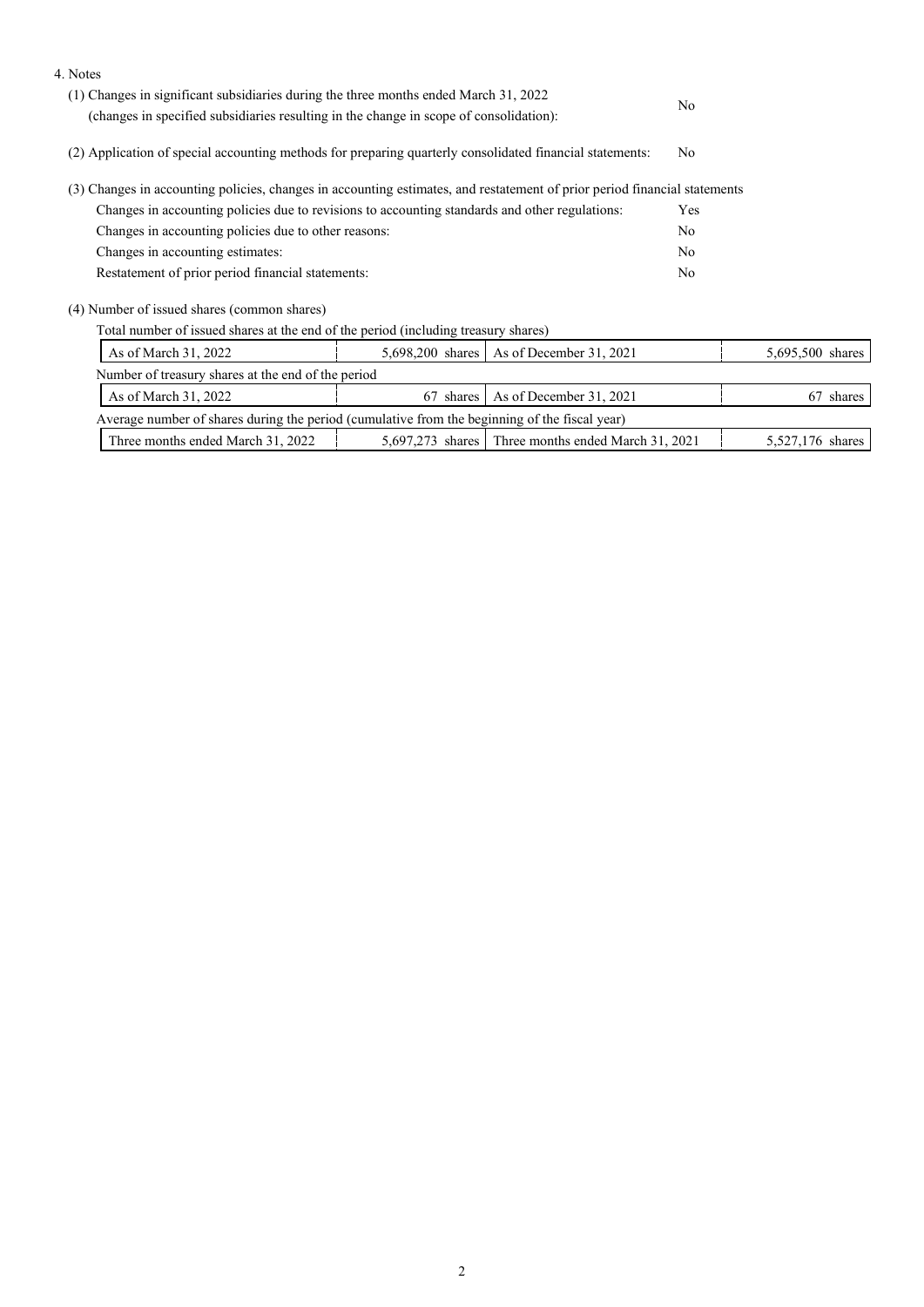4. Notes

(1) Changes in significant subsidiaries during the three months ended March 31, 2022
(changes in specified subsidiaries resulting in the change in scope of consolidation): No

(2) Application of special accounting methods for preparing quarterly consolidated financial statements: No

(3) Changes in accounting policies, changes in accounting estimates, and restatement of prior period financial statements

| | |
|---|---|
| Changes in accounting policies due to revisions to accounting standards and other regulations: | Yes |
| Changes in accounting policies due to other reasons: | No |
| Changes in accounting estimates: | No |
| Restatement of prior period financial statements: | No |

(4) Number of issued shares (common shares)

Total number of issued shares at the end of the period (including treasury shares)

| | | | |
|---|---|---|---|
| As of March 31, 2022 | 5,698,200 shares | As of December 31, 2021 | 5,695,500 shares |

Number of treasury shares at the end of the period

| | | | |
|---|---|---|---|
| As of March 31, 2022 | 67 shares | As of December 31, 2021 | 67 shares |

Average number of shares during the period (cumulative from the beginning of the fiscal year)

| | | | |
|---|---|---|---|
| Three months ended March 31, 2022 | 5,697,273 shares | Three months ended March 31, 2021 | 5,527,176 shares |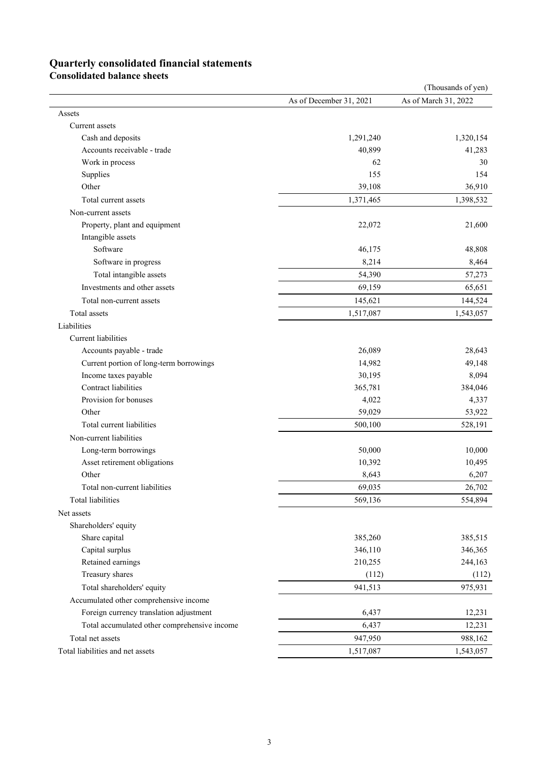# Quarterly consolidated financial statements

## Consolidated balance sheets

(Thousands of yen)

| | As of December 31, 2021 | As of March 31, 2022 |
|---|---|---|
| Assets | | |
| Current assets | | |
| Cash and deposits | 1,291,240 | 1,320,154 |
| Accounts receivable - trade | 40,899 | 41,283 |
| Work in process | 62 | 30 |
| Supplies | 155 | 154 |
| Other | 39,108 | 36,910 |
| Total current assets | 1,371,465 | 1,398,532 |
| Non-current assets | | |
| Property, plant and equipment | 22,072 | 21,600 |
| Intangible assets | | |
| Software | 46,175 | 48,808 |
| Software in progress | 8,214 | 8,464 |
| Total intangible assets | 54,390 | 57,273 |
| Investments and other assets | 69,159 | 65,651 |
| Total non-current assets | 145,621 | 144,524 |
| Total assets | 1,517,087 | 1,543,057 |
| Liabilities | | |
| Current liabilities | | |
| Accounts payable - trade | 26,089 | 28,643 |
| Current portion of long-term borrowings | 14,982 | 49,148 |
| Income taxes payable | 30,195 | 8,094 |
| Contract liabilities | 365,781 | 384,046 |
| Provision for bonuses | 4,022 | 4,337 |
| Other | 59,029 | 53,922 |
| Total current liabilities | 500,100 | 528,191 |
| Non-current liabilities | | |
| Long-term borrowings | 50,000 | 10,000 |
| Asset retirement obligations | 10,392 | 10,495 |
| Other | 8,643 | 6,207 |
| Total non-current liabilities | 69,035 | 26,702 |
| Total liabilities | 569,136 | 554,894 |
| Net assets | | |
| Shareholders' equity | | |
| Share capital | 385,260 | 385,515 |
| Capital surplus | 346,110 | 346,365 |
| Retained earnings | 210,255 | 244,163 |
| Treasury shares | (112) | (112) |
| Total shareholders' equity | 941,513 | 975,931 |
| Accumulated other comprehensive income | | |
| Foreign currency translation adjustment | 6,437 | 12,231 |
| Total accumulated other comprehensive income | 6,437 | 12,231 |
| Total net assets | 947,950 | 988,162 |
| Total liabilities and net assets | 1,517,087 | 1,543,057 |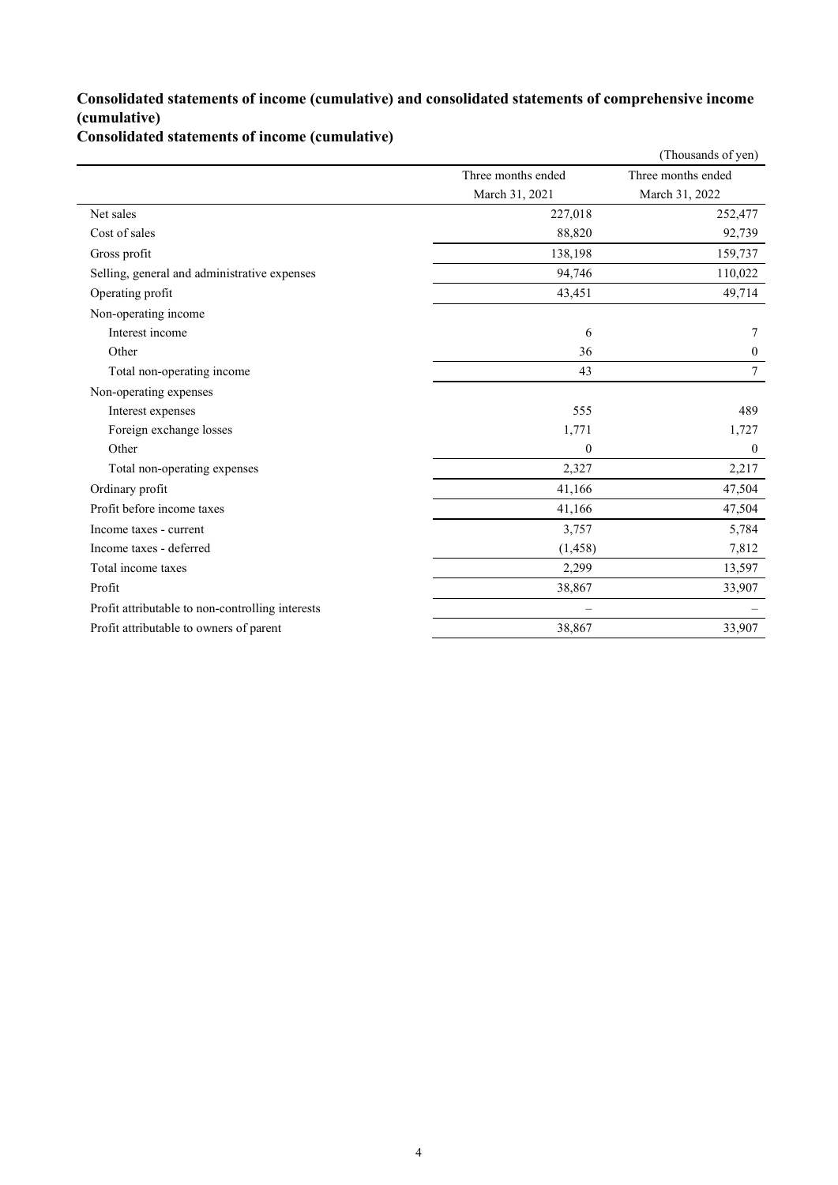## Consolidated statements of income (cumulative) and consolidated statements of comprehensive income (cumulative)

### Consolidated statements of income (cumulative)

(Thousands of yen)

| | Three months ended March 31, 2021 | Three months ended March 31, 2022 |
|---|---|---|
| Net sales | 227,018 | 252,477 |
| Cost of sales | 88,820 | 92,739 |
| Gross profit | 138,198 | 159,737 |
| Selling, general and administrative expenses | 94,746 | 110,022 |
| Operating profit | 43,451 | 49,714 |
| Non-operating income | | |
| Interest income | 6 | 7 |
| Other | 36 | 0 |
| Total non-operating income | 43 | 7 |
| Non-operating expenses | | |
| Interest expenses | 555 | 489 |
| Foreign exchange losses | 1,771 | 1,727 |
| Other | 0 | 0 |
| Total non-operating expenses | 2,327 | 2,217 |
| Ordinary profit | 41,166 | 47,504 |
| Profit before income taxes | 41,166 | 47,504 |
| Income taxes - current | 3,757 | 5,784 |
| Income taxes - deferred | (1,458) | 7,812 |
| Total income taxes | 2,299 | 13,597 |
| Profit | 38,867 | 33,907 |
| Profit attributable to non-controlling interests | – | – |
| Profit attributable to owners of parent | 38,867 | 33,907 |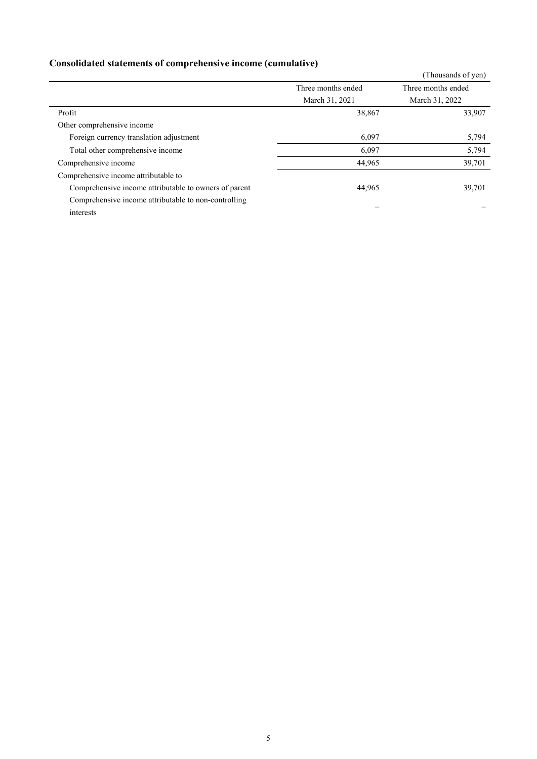## Consolidated statements of comprehensive income (cumulative)

(Thousands of yen)

| | Three months ended March 31, 2021 | Three months ended March 31, 2022 |
|---|---|---|
| Profit | 38,867 | 33,907 |
| Other comprehensive income | | |
| Foreign currency translation adjustment | 6,097 | 5,794 |
| Total other comprehensive income | 6,097 | 5,794 |
| Comprehensive income | 44,965 | 39,701 |
| Comprehensive income attributable to | | |
| Comprehensive income attributable to owners of parent | 44,965 | 39,701 |
| Comprehensive income attributable to non-controlling interests | – | – |